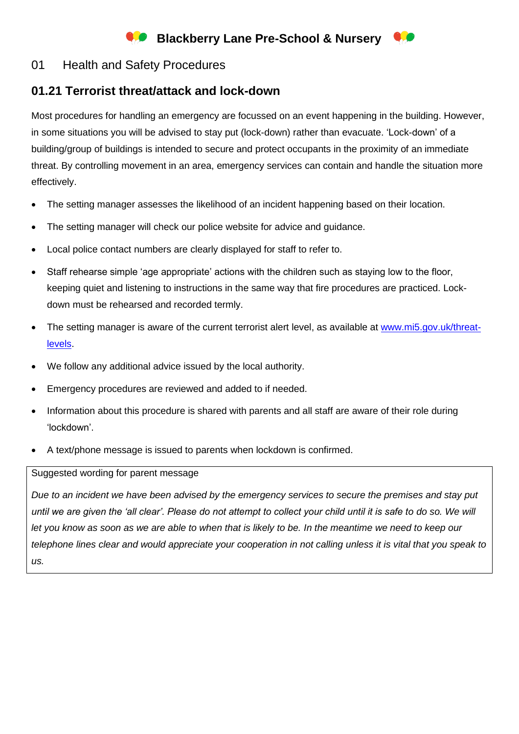# Blackberry Lane Pre-School & Nursery

## 01 Health and Safety Procedures

### 01.21 Terrorist threat/attack and lock-down

Most procedures for handling an emergency are focussed on an event happening in the building. However, in some situations you will be advised to stay put (lock-down) rather than evacuate. 'Lock-down' of a building/group of buildings is intended to secure and protect occupants in the proximity of an immediate threat. By controlling movement in an area, emergency services can contain and handle the situation more effectively.

- The setting manager assesses the likelihood of an incident happening based on their location.
- The setting manager will check our police website for advice and guidance.
- Local police contact numbers are clearly displayed for staff to refer to.
- Staff rehearse simple 'age appropriate' actions with the children such as staying low to the floor, keeping quiet and listening to instructions in the same way that fire procedures are practiced. Lock-down must be rehearsed and recorded termly.
- The setting manager is aware of the current terrorist alert level, as available at [www.mi5.gov.uk/threat-levels](www.mi5.gov.uk/threat-levels).
- We follow any additional advice issued by the local authority.
- Emergency procedures are reviewed and added to if needed.
- Information about this procedure is shared with parents and all staff are aware of their role during 'lockdown'.
- A text/phone message is issued to parents when lockdown is confirmed.

| Suggested wording for parent message |
| --- |
| *Due to an incident we have been advised by the emergency services to secure the premises and stay put until we are given the 'all clear'. Please do not attempt to collect your child until it is safe to do so. We will let you know as soon as we are able to when that is likely to be. In the meantime we need to keep our telephone lines clear and would appreciate your cooperation in not calling unless it is vital that you speak to us.* |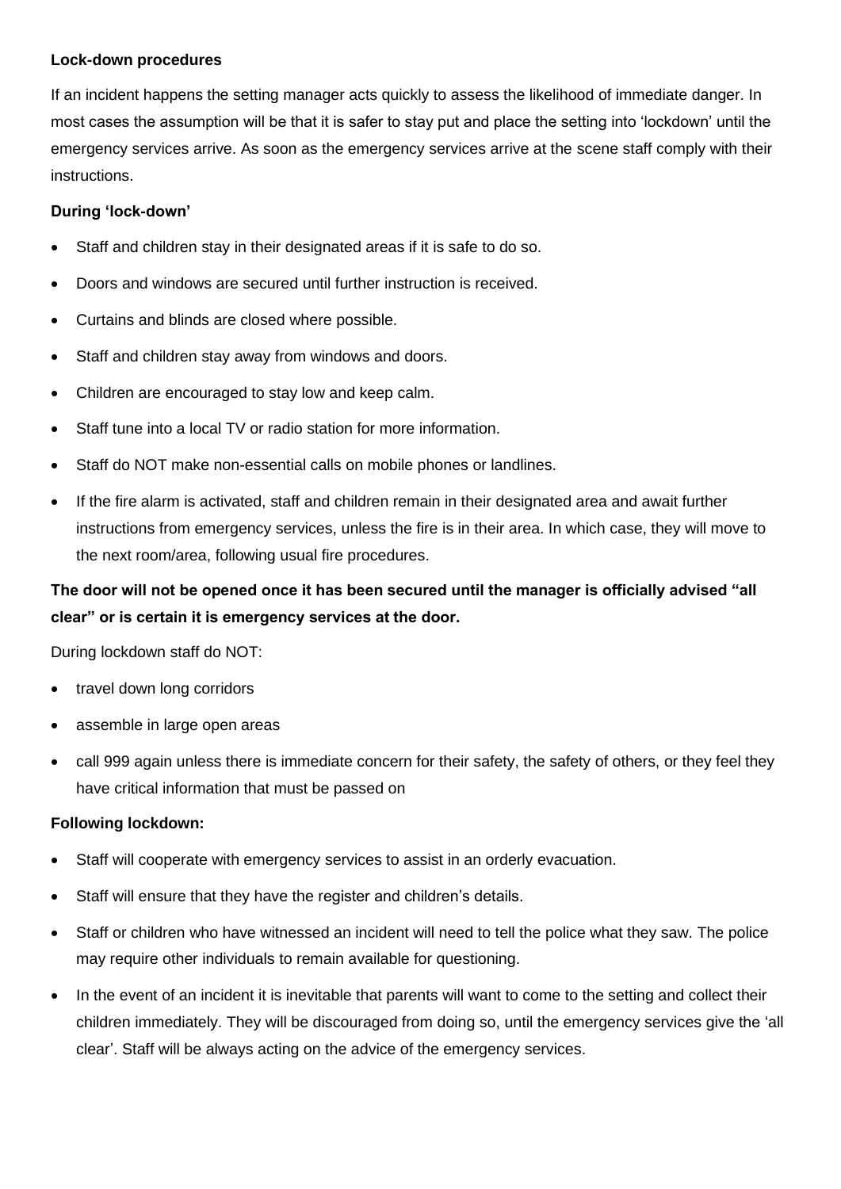**Lock-down procedures**

If an incident happens the setting manager acts quickly to assess the likelihood of immediate danger. In most cases the assumption will be that it is safer to stay put and place the setting into 'lockdown' until the emergency services arrive. As soon as the emergency services arrive at the scene staff comply with their instructions.

**During 'lock-down'**

- Staff and children stay in their designated areas if it is safe to do so.
- Doors and windows are secured until further instruction is received.
- Curtains and blinds are closed where possible.
- Staff and children stay away from windows and doors.
- Children are encouraged to stay low and keep calm.
- Staff tune into a local TV or radio station for more information.
- Staff do NOT make non-essential calls on mobile phones or landlines.
- If the fire alarm is activated, staff and children remain in their designated area and await further instructions from emergency services, unless the fire is in their area. In which case, they will move to the next room/area, following usual fire procedures.

**The door will not be opened once it has been secured until the manager is officially advised "all clear" or is certain it is emergency services at the door.**

During lockdown staff do NOT:

- travel down long corridors
- assemble in large open areas
- call 999 again unless there is immediate concern for their safety, the safety of others, or they feel they have critical information that must be passed on

**Following lockdown:**

- Staff will cooperate with emergency services to assist in an orderly evacuation.
- Staff will ensure that they have the register and children's details.
- Staff or children who have witnessed an incident will need to tell the police what they saw. The police may require other individuals to remain available for questioning.
- In the event of an incident it is inevitable that parents will want to come to the setting and collect their children immediately. They will be discouraged from doing so, until the emergency services give the 'all clear'. Staff will be always acting on the advice of the emergency services.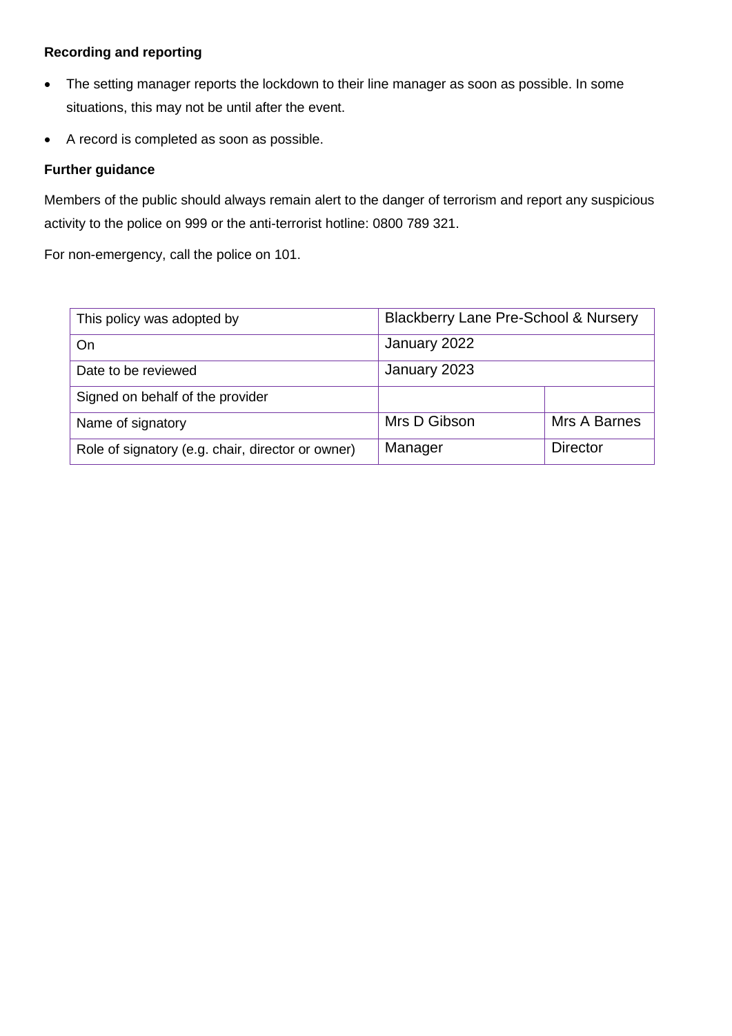**Recording and reporting**

- The setting manager reports the lockdown to their line manager as soon as possible. In some situations, this may not be until after the event.
- A record is completed as soon as possible.

**Further guidance**

Members of the public should always remain alert to the danger of terrorism and report any suspicious activity to the police on 999 or the anti-terrorist hotline: 0800 789 321.

For non-emergency, call the police on 101.

| | | |
|---|---|---|
| This policy was adopted by | Blackberry Lane Pre-School & Nursery | |
| On | January 2022 | |
| Date to be reviewed | January 2023 | |
| Signed on behalf of the provider | | |
| Name of signatory | Mrs D Gibson | Mrs A Barnes |
| Role of signatory (e.g. chair, director or owner) | Manager | Director |